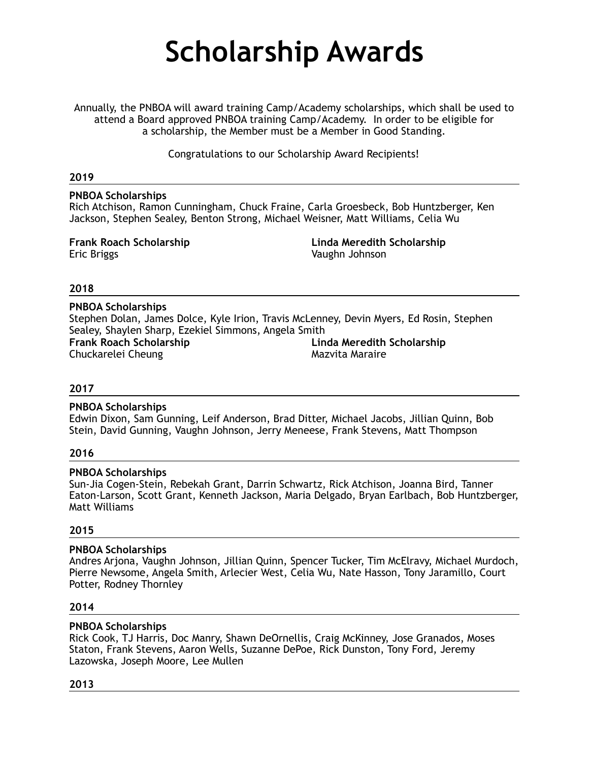# Scholarship Awards

Annually, the PNBOA will award training Camp/Academy scholarships, which shall be used to attend a Board approved PNBOA training Camp/Academy. In order to be eligible for a scholarship, the Member must be a Member in Good Standing.

Congratulations to our Scholarship Award Recipients!

## 2019

**PNBOA Scholarships**
Rich Atchison, Ramon Cunningham, Chuck Fraine, Carla Groesbeck, Bob Huntzberger, Ken Jackson, Stephen Sealey, Benton Strong, Michael Weisner, Matt Williams, Celia Wu

**Frank Roach Scholarship**
Eric Briggs

**Linda Meredith Scholarship**
Vaughn Johnson

## 2018

**PNBOA Scholarships**
Stephen Dolan, James Dolce, Kyle Irion, Travis McLenney, Devin Myers, Ed Rosin, Stephen Sealey, Shaylen Sharp, Ezekiel Simmons, Angela Smith

**Frank Roach Scholarship**
Chuckarelei Cheung

**Linda Meredith Scholarship**
Mazvita Maraire

## 2017

**PNBOA Scholarships**
Edwin Dixon, Sam Gunning, Leif Anderson, Brad Ditter, Michael Jacobs, Jillian Quinn, Bob Stein, David Gunning, Vaughn Johnson, Jerry Meneese, Frank Stevens, Matt Thompson

## 2016

**PNBOA Scholarships**
Sun-Jia Cogen-Stein, Rebekah Grant, Darrin Schwartz, Rick Atchison, Joanna Bird, Tanner Eaton-Larson, Scott Grant, Kenneth Jackson, Maria Delgado, Bryan Earlbach, Bob Huntzberger, Matt Williams

## 2015

**PNBOA Scholarships**
Andres Arjona, Vaughn Johnson, Jillian Quinn, Spencer Tucker, Tim McElravy, Michael Murdoch, Pierre Newsome, Angela Smith, Arlecier West, Celia Wu, Nate Hasson, Tony Jaramillo, Court Potter, Rodney Thornley

## 2014

**PNBOA Scholarships**
Rick Cook, TJ Harris, Doc Manry, Shawn DeOrnellis, Craig McKinney, Jose Granados, Moses Staton, Frank Stevens, Aaron Wells, Suzanne DePoe, Rick Dunston, Tony Ford, Jeremy Lazowska, Joseph Moore, Lee Mullen

## 2013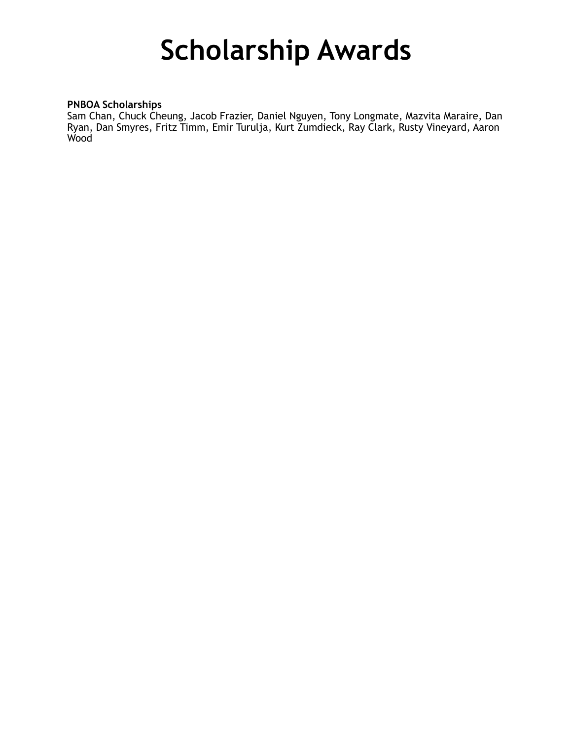# Scholarship Awards

**PNBOA Scholarships**
Sam Chan, Chuck Cheung, Jacob Frazier, Daniel Nguyen, Tony Longmate, Mazvita Maraire, Dan Ryan, Dan Smyres, Fritz Timm, Emir Turulja, Kurt Zumdieck, Ray Clark, Rusty Vineyard, Aaron Wood